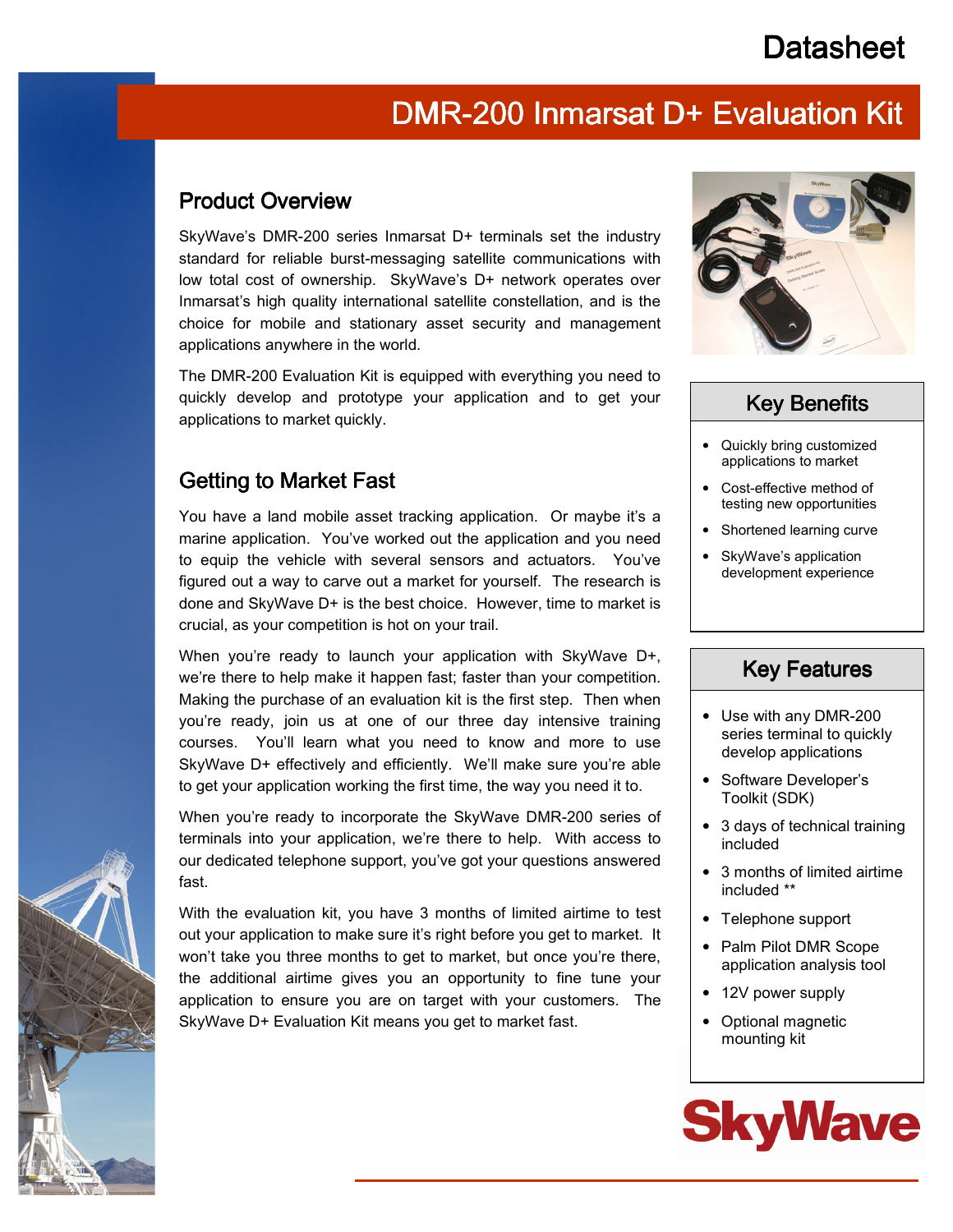# Datasheet

## DMR-200 Inmarsat D+ Evaluation Kit

### Product Overview

SkyWave's DMR-200 series Inmarsat D+ terminals set the industry standard for reliable burst-messaging satellite communications with low total cost of ownership. SkyWave's D+ network operates over Inmarsat's high quality international satellite constellation, and is the choice for mobile and stationary asset security and management applications anywhere in the world.

The DMR-200 Evaluation Kit is equipped with everything you need to quickly develop and prototype your application and to get your applications to market quickly.

### Getting to Market Fast

You have a land mobile asset tracking application. Or maybe it's a marine application. You've worked out the application and you need to equip the vehicle with several sensors and actuators. You've figured out a way to carve out a market for yourself. The research is done and SkyWave D+ is the best choice. However, time to market is crucial, as your competition is hot on your trail.

When you're ready to launch your application with SkyWave D+, we're there to help make it happen fast; faster than your competition. Making the purchase of an evaluation kit is the first step. Then when you're ready, join us at one of our three day intensive training courses. You'll learn what you need to know and more to use SkyWave D+ effectively and efficiently. We'll make sure you're able to get your application working the first time, the way you need it to.

When you're ready to incorporate the SkyWave DMR-200 series of terminals into your application, we're there to help. With access to our dedicated telephone support, you've got your questions answered fast.

With the evaluation kit, you have 3 months of limited airtime to test out your application to make sure it's right before you get to market. It won't take you three months to get to market, but once you're there, the additional airtime gives you an opportunity to fine tune your application to ensure you are on target with your customers. The SkyWave D+ Evaluation Kit means you get to market fast.

### Key Benefits

- Quickly bring customized applications to market
- Cost-effective method of testing new opportunities
- Shortened learning curve
- SkyWave's application development experience

### Key Features

- Use with any DMR-200 series terminal to quickly develop applications
- Software Developer's Toolkit (SDK)
- 3 days of technical training included
- 3 months of limited airtime included **
- Telephone support
- Palm Pilot DMR Scope application analysis tool
- 12V power supply
- Optional magnetic mounting kit

SkyWave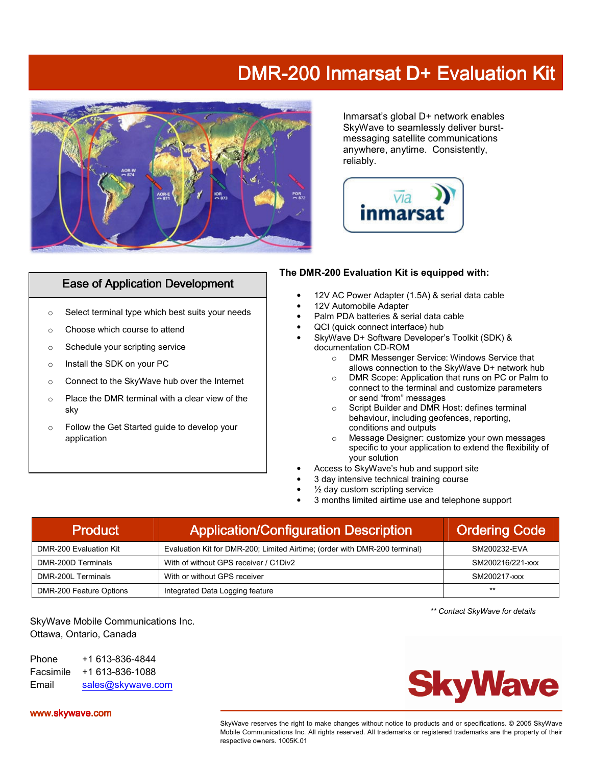# DMR-200 Inmarsat D+ Evaluation Kit

Inmarsat's global D+ network enables SkyWave to seamlessly deliver burst-messaging satellite communications anywhere, anytime. Consistently, reliably.

## Ease of Application Development

- Select terminal type which best suits your needs
- Choose which course to attend
- Schedule your scripting service
- Install the SDK on your PC
- Connect to the SkyWave hub over the Internet
- Place the DMR terminal with a clear view of the sky
- Follow the Get Started guide to develop your application

**The DMR-200 Evaluation Kit is equipped with:**

- 12V AC Power Adapter (1.5A) & serial data cable
- 12V Automobile Adapter
- Palm PDA batteries & serial data cable
- QCI (quick connect interface) hub
- SkyWave D+ Software Developer's Toolkit (SDK) & documentation CD-ROM
  - DMR Messenger Service: Windows Service that allows connection to the SkyWave D+ network hub
  - DMR Scope: Application that runs on PC or Palm to connect to the terminal and customize parameters or send "from" messages
  - Script Builder and DMR Host: defines terminal behaviour, including geofences, reporting, conditions and outputs
  - Message Designer: customize your own messages specific to your application to extend the flexibility of your solution
- Access to SkyWave's hub and support site
- 3 day intensive technical training course
- ½ day custom scripting service
- 3 months limited airtime use and telephone support

| Product | Application/Configuration Description | Ordering Code |
|---|---|---|
| DMR-200 Evaluation Kit | Evaluation Kit for DMR-200; Limited Airtime; (order with DMR-200 terminal) | SM200232-EVA |
| DMR-200D Terminals | With of without GPS receiver / C1Div2 | SM200216/221-xxx |
| DMR-200L Terminals | With or without GPS receiver | SM200217-xxx |
| DMR-200 Feature Options | Integrated Data Logging feature | ** |

*** Contact SkyWave for details*

SkyWave Mobile Communications Inc.
Ottawa, Ontario, Canada

Phone +1 613-836-4844
Facsimile +1 613-836-1088
Email sales@skywave.com

www.skywave.com

SkyWave reserves the right to make changes without notice to products and or specifications. © 2005 SkyWave Mobile Communications Inc. All rights reserved. All trademarks or registered trademarks are the property of their respective owners. 1005K.01